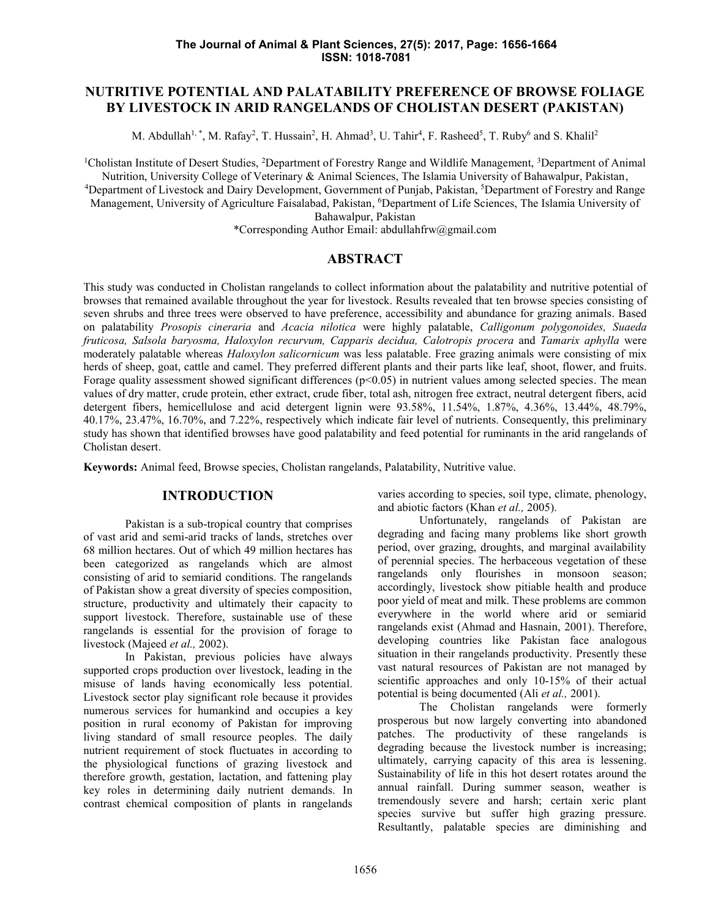# NUTRITIVE POTENTIAL AND PALATABILITY PREFERENCE OF BROWSE FOLIAGE BY LIVESTOCK IN ARID RANGELANDS OF CHOLISTAN DESERT (PAKISTAN)

M. Abdullah[1,*], M. Rafay[2], T. Hussain[2], H. Ahmad[3], U. Tahir[4], F. Rasheed[5], T. Ruby[6] and S. Khalil[2]

[1]Cholistan Institute of Desert Studies, [2]Department of Forestry Range and Wildlife Management, [3]Department of Animal Nutrition, University College of Veterinary & Animal Sciences, The Islamia University of Bahawalpur, Pakistan, [4]Department of Livestock and Dairy Development, Government of Punjab, Pakistan, [5]Department of Forestry and Range Management, University of Agriculture Faisalabad, Pakistan, [6]Department of Life Sciences, The Islamia University of Bahawalpur, Pakistan

*Corresponding Author Email: abdullahfrw@gmail.com

## ABSTRACT

This study was conducted in Cholistan rangelands to collect information about the palatability and nutritive potential of browses that remained available throughout the year for livestock. Results revealed that ten browse species consisting of seven shrubs and three trees were observed to have preference, accessibility and abundance for grazing animals. Based on palatability *Prosopis cineraria* and *Acacia nilotica* were highly palatable, *Calligonum polygonoides, Suaeda fruticosa, Salsola baryosma, Haloxylon recurvum, Capparis decidua, Calotropis procera* and *Tamarix aphylla* were moderately palatable whereas *Haloxylon salicornicum* was less palatable. Free grazing animals were consisting of mix herds of sheep, goat, cattle and camel. They preferred different plants and their parts like leaf, shoot, flower, and fruits. Forage quality assessment showed significant differences ($p<0.05$) in nutrient values among selected species. The mean values of dry matter, crude protein, ether extract, crude fiber, total ash, nitrogen free extract, neutral detergent fibers, acid detergent fibers, hemicellulose and acid detergent lignin were 93.58%, 11.54%, 1.87%, 4.36%, 13.44%, 48.79%, 40.17%, 23.47%, 16.70%, and 7.22%, respectively which indicate fair level of nutrients. Consequently, this preliminary study has shown that identified browses have good palatability and feed potential for ruminants in the arid rangelands of Cholistan desert.

**Keywords:** Animal feed, Browse species, Cholistan rangelands, Palatability, Nutritive value.

## INTRODUCTION

Pakistan is a sub-tropical country that comprises of vast arid and semi-arid tracks of lands, stretches over 68 million hectares. Out of which 49 million hectares has been categorized as rangelands which are almost consisting of arid to semiarid conditions. The rangelands of Pakistan show a great diversity of species composition, structure, productivity and ultimately their capacity to support livestock. Therefore, sustainable use of these rangelands is essential for the provision of forage to livestock (Majeed *et al.,* 2002).

In Pakistan, previous policies have always supported crops production over livestock, leading in the misuse of lands having economically less potential. Livestock sector play significant role because it provides numerous services for humankind and occupies a key position in rural economy of Pakistan for improving living standard of small resource peoples. The daily nutrient requirement of stock fluctuates in according to the physiological functions of grazing livestock and therefore growth, gestation, lactation, and fattening play key roles in determining daily nutrient demands. In contrast chemical composition of plants in rangelands varies according to species, soil type, climate, phenology, and abiotic factors (Khan *et al.,* 2005).

Unfortunately, rangelands of Pakistan are degrading and facing many problems like short growth period, over grazing, droughts, and marginal availability of perennial species. The herbaceous vegetation of these rangelands only flourishes in monsoon season; accordingly, livestock show pitiable health and produce poor yield of meat and milk. These problems are common everywhere in the world where arid or semiarid rangelands exist (Ahmad and Hasnain, 2001). Therefore, developing countries like Pakistan face analogous situation in their rangelands productivity. Presently these vast natural resources of Pakistan are not managed by scientific approaches and only 10-15% of their actual potential is being documented (Ali *et al.,* 2001).

The Cholistan rangelands were formerly prosperous but now largely converting into abandoned patches. The productivity of these rangelands is degrading because the livestock number is increasing; ultimately, carrying capacity of this area is lessening. Sustainability of life in this hot desert rotates around the annual rainfall. During summer season, weather is tremendously severe and harsh; certain xeric plant species survive but suffer high grazing pressure. Resultantly, palatable species are diminishing and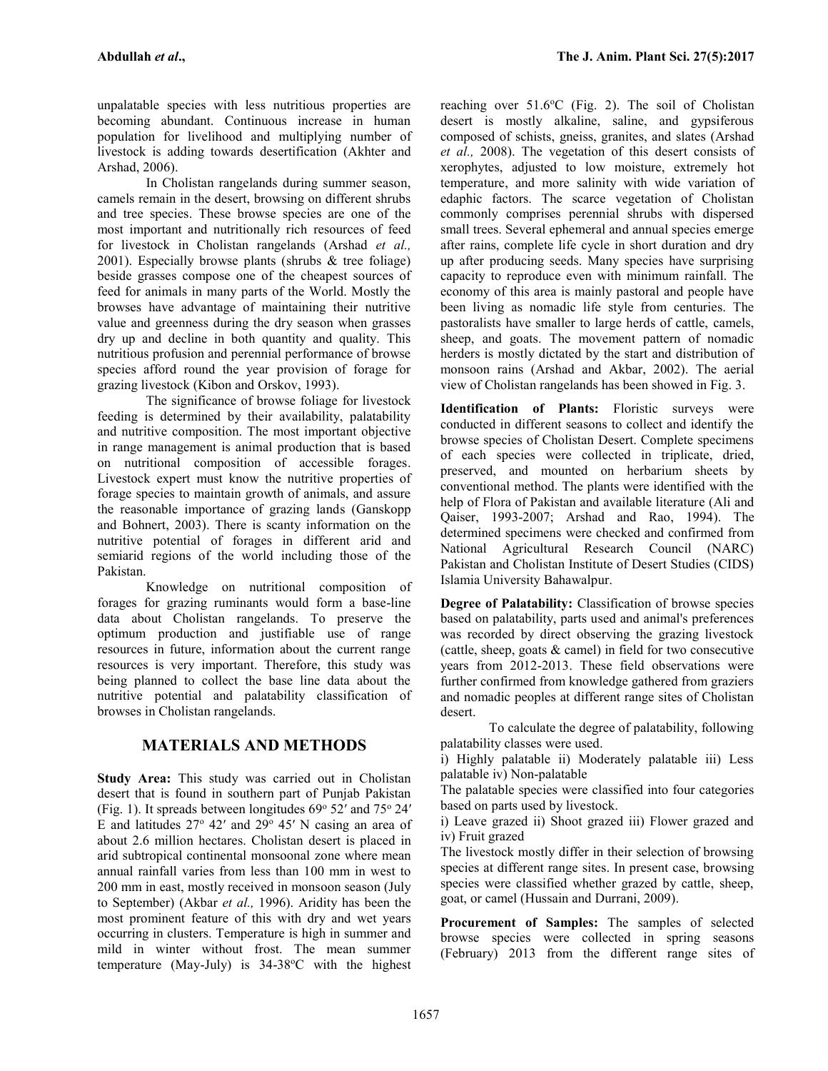unpalatable species with less nutritious properties are becoming abundant. Continuous increase in human population for livelihood and multiplying number of livestock is adding towards desertification (Akhter and Arshad, 2006).

In Cholistan rangelands during summer season, camels remain in the desert, browsing on different shrubs and tree species. These browse species are one of the most important and nutritionally rich resources of feed for livestock in Cholistan rangelands (Arshad *et al.,* 2001). Especially browse plants (shrubs & tree foliage) beside grasses compose one of the cheapest sources of feed for animals in many parts of the World. Mostly the browses have advantage of maintaining their nutritive value and greenness during the dry season when grasses dry up and decline in both quantity and quality. This nutritious profusion and perennial performance of browse species afford round the year provision of forage for grazing livestock (Kibon and Orskov, 1993).

The significance of browse foliage for livestock feeding is determined by their availability, palatability and nutritive composition. The most important objective in range management is animal production that is based on nutritional composition of accessible forages. Livestock expert must know the nutritive properties of forage species to maintain growth of animals, and assure the reasonable importance of grazing lands (Ganskopp and Bohnert, 2003). There is scanty information on the nutritive potential of forages in different arid and semiarid regions of the world including those of the Pakistan.

Knowledge on nutritional composition of forages for grazing ruminants would form a base-line data about Cholistan rangelands. To preserve the optimum production and justifiable use of range resources in future, information about the current range resources is very important. Therefore, this study was being planned to collect the base line data about the nutritive potential and palatability classification of browses in Cholistan rangelands.

## MATERIALS AND METHODS

**Study Area:** This study was carried out in Cholistan desert that is found in southern part of Punjab Pakistan (Fig. 1). It spreads between longitudes 69° 52′ and 75° 24′ E and latitudes 27° 42′ and 29° 45′ N casing an area of about 2.6 million hectares. Cholistan desert is placed in arid subtropical continental monsoonal zone where mean annual rainfall varies from less than 100 mm in west to 200 mm in east, mostly received in monsoon season (July to September) (Akbar *et al.,* 1996). Aridity has been the most prominent feature of this with dry and wet years occurring in clusters. Temperature is high in summer and mild in winter without frost. The mean summer temperature (May-July) is 34-38°C with the highest reaching over 51.6°C (Fig. 2). The soil of Cholistan desert is mostly alkaline, saline, and gypsiferous composed of schists, gneiss, granites, and slates (Arshad *et al.,* 2008). The vegetation of this desert consists of xerophytes, adjusted to low moisture, extremely hot temperature, and more salinity with wide variation of edaphic factors. The scarce vegetation of Cholistan commonly comprises perennial shrubs with dispersed small trees. Several ephemeral and annual species emerge after rains, complete life cycle in short duration and dry up after producing seeds. Many species have surprising capacity to reproduce even with minimum rainfall. The economy of this area is mainly pastoral and people have been living as nomadic life style from centuries. The pastoralists have smaller to large herds of cattle, camels, sheep, and goats. The movement pattern of nomadic herders is mostly dictated by the start and distribution of monsoon rains (Arshad and Akbar, 2002). The aerial view of Cholistan rangelands has been showed in Fig. 3.

**Identification of Plants:** Floristic surveys were conducted in different seasons to collect and identify the browse species of Cholistan Desert. Complete specimens of each species were collected in triplicate, dried, preserved, and mounted on herbarium sheets by conventional method. The plants were identified with the help of Flora of Pakistan and available literature (Ali and Qaiser, 1993-2007; Arshad and Rao, 1994). The determined specimens were checked and confirmed from National Agricultural Research Council (NARC) Pakistan and Cholistan Institute of Desert Studies (CIDS) Islamia University Bahawalpur.

**Degree of Palatability:** Classification of browse species based on palatability, parts used and animal's preferences was recorded by direct observing the grazing livestock (cattle, sheep, goats & camel) in field for two consecutive years from 2012-2013. These field observations were further confirmed from knowledge gathered from graziers and nomadic peoples at different range sites of Cholistan desert.

To calculate the degree of palatability, following palatability classes were used.

i) Highly palatable ii) Moderately palatable iii) Less palatable iv) Non-palatable

The palatable species were classified into four categories based on parts used by livestock.

i) Leave grazed ii) Shoot grazed iii) Flower grazed and iv) Fruit grazed

The livestock mostly differ in their selection of browsing species at different range sites. In present case, browsing species were classified whether grazed by cattle, sheep, goat, or camel (Hussain and Durrani, 2009).

**Procurement of Samples:** The samples of selected browse species were collected in spring seasons (February) 2013 from the different range sites of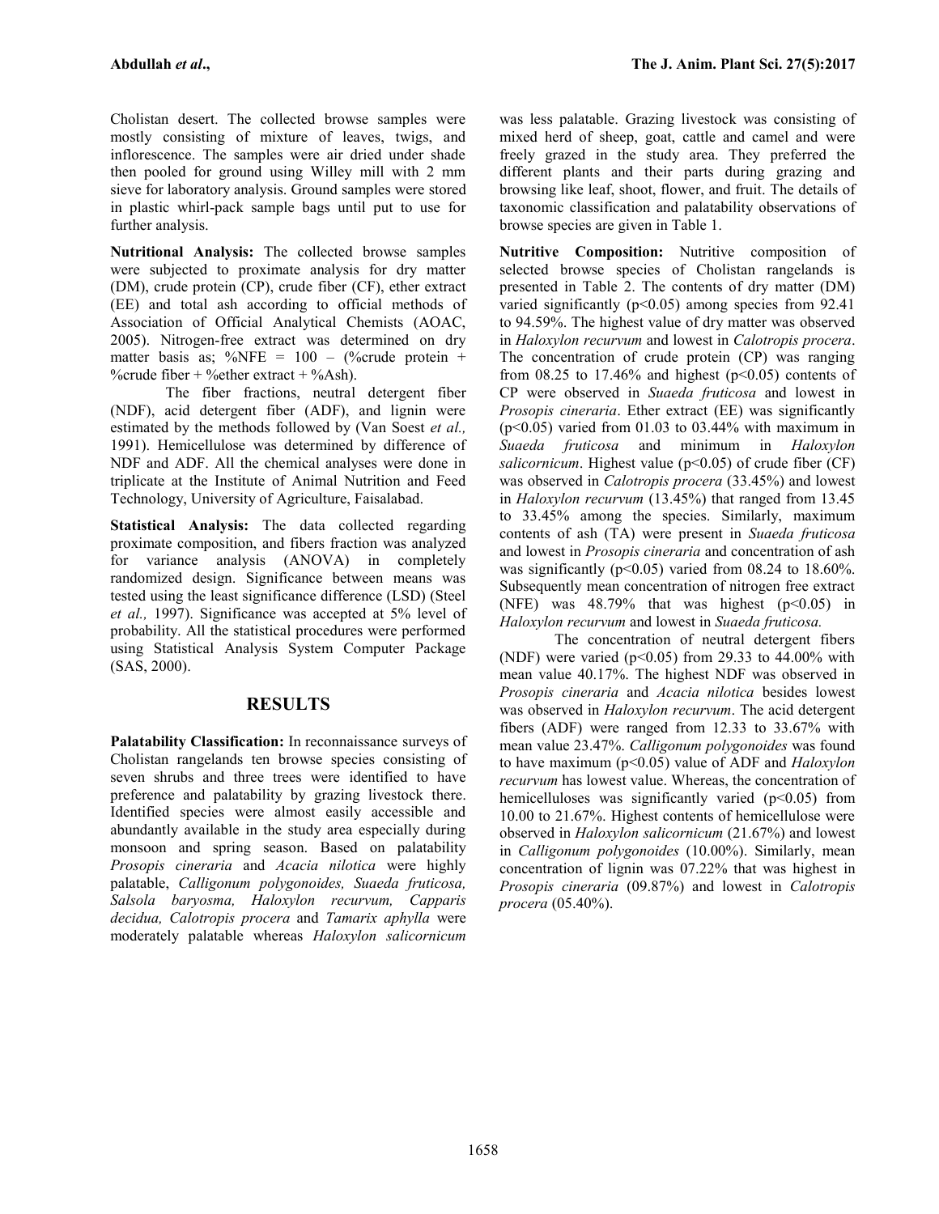Cholistan desert. The collected browse samples were mostly consisting of mixture of leaves, twigs, and inflorescence. The samples were air dried under shade then pooled for ground using Willey mill with 2 mm sieve for laboratory analysis. Ground samples were stored in plastic whirl-pack sample bags until put to use for further analysis.

**Nutritional Analysis:** The collected browse samples were subjected to proximate analysis for dry matter (DM), crude protein (CP), crude fiber (CF), ether extract (EE) and total ash according to official methods of Association of Official Analytical Chemists (AOAC, 2005). Nitrogen-free extract was determined on dry matter basis as; %NFE = 100 – (%crude protein + %crude fiber + %ether extract + %Ash).

The fiber fractions, neutral detergent fiber (NDF), acid detergent fiber (ADF), and lignin were estimated by the methods followed by (Van Soest *et al.,* 1991). Hemicellulose was determined by difference of NDF and ADF. All the chemical analyses were done in triplicate at the Institute of Animal Nutrition and Feed Technology, University of Agriculture, Faisalabad.

**Statistical Analysis:** The data collected regarding proximate composition, and fibers fraction was analyzed for variance analysis (ANOVA) in completely randomized design. Significance between means was tested using the least significance difference (LSD) (Steel *et al.,* 1997). Significance was accepted at 5% level of probability. All the statistical procedures were performed using Statistical Analysis System Computer Package (SAS, 2000).

## RESULTS

**Palatability Classification:** In reconnaissance surveys of Cholistan rangelands ten browse species consisting of seven shrubs and three trees were identified to have preference and palatability by grazing livestock there. Identified species were almost easily accessible and abundantly available in the study area especially during monsoon and spring season. Based on palatability *Prosopis cineraria* and *Acacia nilotica* were highly palatable, *Calligonum polygonoides, Suaeda fruticosa, Salsola baryosma, Haloxylon recurvum, Capparis decidua, Calotropis procera* and *Tamarix aphylla* were moderately palatable whereas *Haloxylon salicornicum* was less palatable. Grazing livestock was consisting of mixed herd of sheep, goat, cattle and camel and were freely grazed in the study area. They preferred the different plants and their parts during grazing and browsing like leaf, shoot, flower, and fruit. The details of taxonomic classification and palatability observations of browse species are given in Table 1.

**Nutritive Composition:** Nutritive composition of selected browse species of Cholistan rangelands is presented in Table 2. The contents of dry matter (DM) varied significantly ($p<0.05$) among species from 92.41 to 94.59%. The highest value of dry matter was observed in *Haloxylon recurvum* and lowest in *Calotropis procera*. The concentration of crude protein (CP) was ranging from 08.25 to 17.46% and highest ($p<0.05$) contents of CP were observed in *Suaeda fruticosa* and lowest in *Prosopis cineraria*. Ether extract (EE) was significantly ($p<0.05$) varied from 01.03 to 03.44% with maximum in *Suaeda fruticosa* and minimum in *Haloxylon salicornicum*. Highest value ($p<0.05$) of crude fiber (CF) was observed in *Calotropis procera* (33.45%) and lowest in *Haloxylon recurvum* (13.45%) that ranged from 13.45 to 33.45% among the species. Similarly, maximum contents of ash (TA) were present in *Suaeda fruticosa* and lowest in *Prosopis cineraria* and concentration of ash was significantly ($p<0.05$) varied from 08.24 to 18.60%. Subsequently mean concentration of nitrogen free extract (NFE) was 48.79% that was highest ($p<0.05$) in *Haloxylon recurvum* and lowest in *Suaeda fruticosa.*

The concentration of neutral detergent fibers (NDF) were varied ($p<0.05$) from 29.33 to 44.00% with mean value 40.17%. The highest NDF was observed in *Prosopis cineraria* and *Acacia nilotica* besides lowest was observed in *Haloxylon recurvum*. The acid detergent fibers (ADF) were ranged from 12.33 to 33.67% with mean value 23.47%. *Calligonum polygonoides* was found to have maximum ($p<0.05$) value of ADF and *Haloxylon recurvum* has lowest value. Whereas, the concentration of hemicelluloses was significantly varied ($p<0.05$) from 10.00 to 21.67%. Highest contents of hemicellulose were observed in *Haloxylon salicornicum* (21.67%) and lowest in *Calligonum polygonoides* (10.00%). Similarly, mean concentration of lignin was 07.22% that was highest in *Prosopis cineraria* (09.87%) and lowest in *Calotropis procera* (05.40%).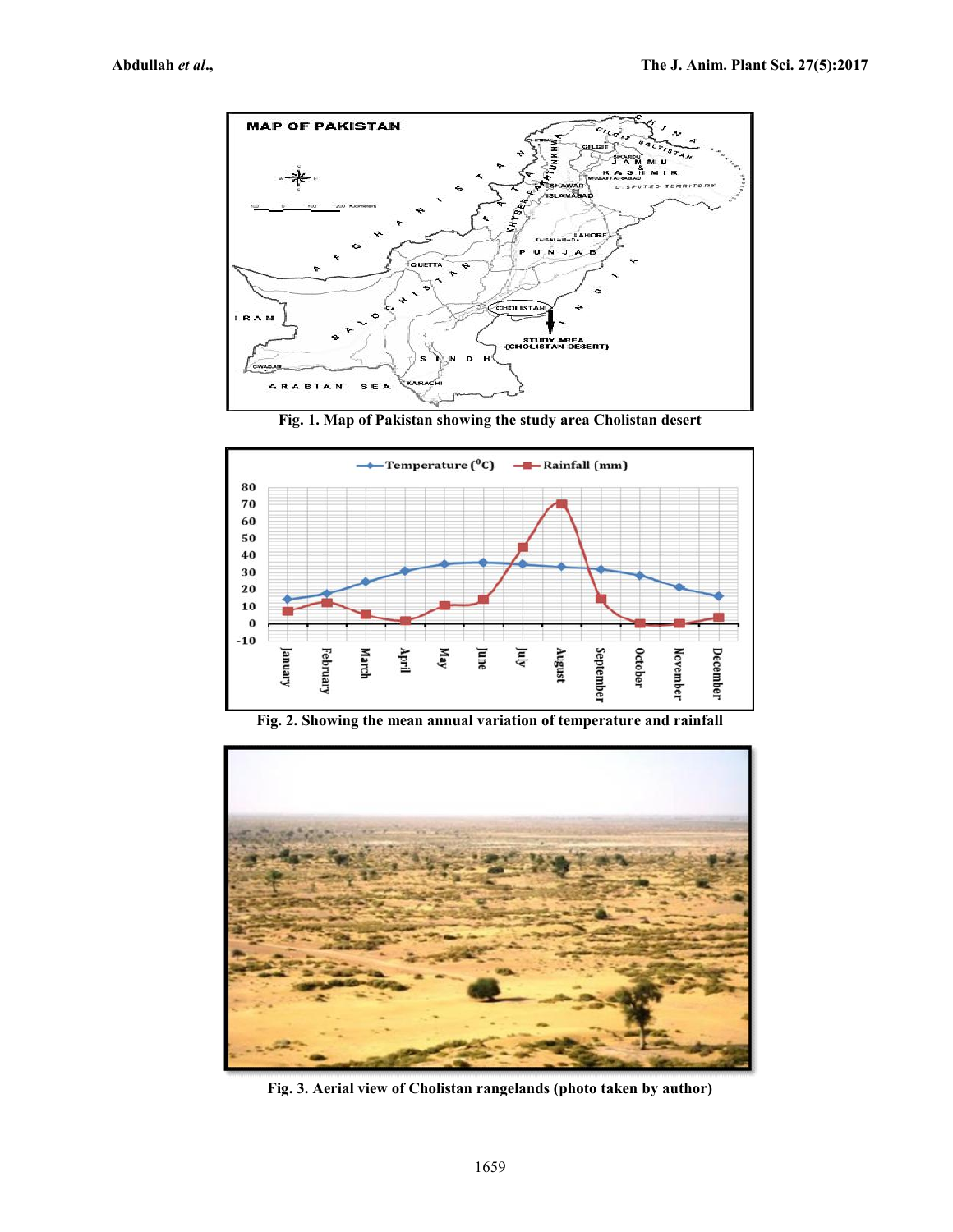Fig. 1. Map of Pakistan showing the study area Cholistan desert

Fig. 2. Showing the mean annual variation of temperature and rainfall

Fig. 3. Aerial view of Cholistan rangelands (photo taken by author)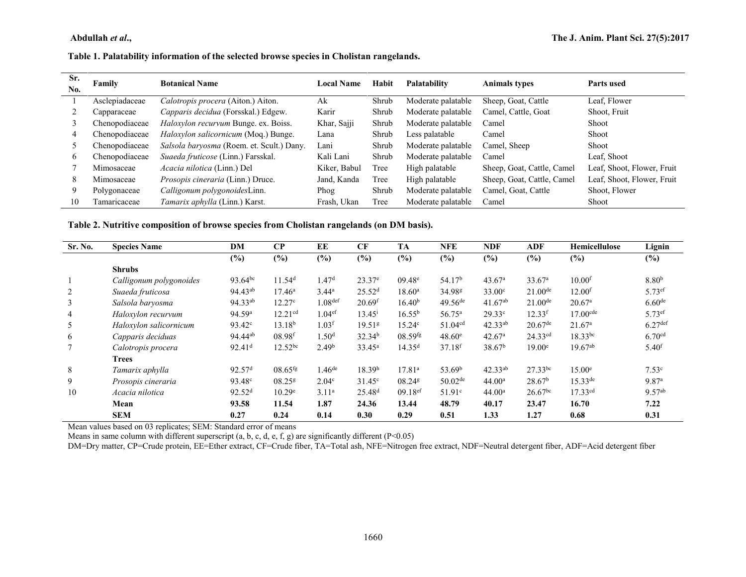**Table 1. Palatability information of the selected browse species in Cholistan rangelands.**

| Sr. No. | Family | Botanical Name | Local Name | Habit | Palatability | Animals types | Parts used |
|---|---|---|---|---|---|---|---|
| 1 | Asclepiadaceae | *Calotropis procera* (Aiton.) Aiton. | Ak | Shrub | Moderate palatable | Sheep, Goat, Cattle | Leaf, Flower |
| 2 | Capparaceae | *Capparis decidua* (Forsskal.) Edgew. | Karir | Shrub | Moderate palatable | Camel, Cattle, Goat | Shoot, Fruit |
| 3 | Chenopodiaceae | *Haloxylon recurvum* Bunge. ex. Boiss. | Khar, Sajji | Shrub | Moderate palatable | Camel | Shoot |
| 4 | Chenopodiaceae | *Haloxylon salicornicum* (Moq.) Bunge. | Lana | Shrub | Less palatable | Camel | Shoot |
| 5 | Chenopodiaceae | *Salsola baryosma* (Roem. et. Scult.) Dany. | Lani | Shrub | Moderate palatable | Camel, Sheep | Shoot |
| 6 | Chenopodiaceae | *Suaeda fruticose* (Linn.) Farsskal. | Kali Lani | Shrub | Moderate palatable | Camel | Leaf, Shoot |
| 7 | Mimosaceae | *Acacia nilotica* (Linn.) Del | Kiker, Babul | Tree | High palatable | Sheep, Goat, Cattle, Camel | Leaf, Shoot, Flower, Fruit |
| 8 | Mimosaceae | *Prosopis cineraria* (Linn.) Druce. | Jand, Kanda | Tree | High palatable | Sheep, Goat, Cattle, Camel | Leaf, Shoot, Flower, Fruit |
| 9 | Polygonaceae | *Calligonum polygonoides*Linn. | Phog | Shrub | Moderate palatable | Camel, Goat, Cattle | Shoot, Flower |
| 10 | Tamaricaceae | *Tamarix aphylla* (Linn.) Karst. | Frash, Ukan | Tree | Moderate palatable | Camel | Shoot |

**Table 2. Nutritive composition of browse species from Cholistan rangelands (on DM basis).**

| Sr. No. | Species Name | DM | CP | EE | CF | TA | NFE | NDF | ADF | Hemicellulose | Lignin |
|---|---|---|---|---|---|---|---|---|---|---|---|
| | | (%) | (%) | (%) | (%) | (%) | (%) | (%) | (%) | (%) | (%) |
| | **Shrubs** | | | | | | | | | | |
| 1 | *Calligonum polygonoides* | 93.64[bc] | 11.54[d] | 1.47[d] | 23.37[e] | 09.48[e] | 54.17[b] | 43.67[a] | 33.67[a] | 10.00[f] | 8.80[b] |
| 2 | *Suaeda fruticosa* | 94.43[ab] | 17.46[a] | 3.44[a] | 25.52[d] | 18.60[a] | 34.98[g] | 33.00[c] | 21.00[de] | 12.00[f] | 5.73[ef] |
| 3 | *Salsola baryosma* | 94.33[ab] | 12.27[c] | 1.08[def] | 20.69[f] | 16.40[b] | 49.56[de] | 41.67[ab] | 21.00[de] | 20.67[a] | 6.60[de] |
| 4 | *Haloxylon recurvum* | 94.59[a] | 12.21[cd] | 1.04[ef] | 13.45[i] | 16.55[b] | 56.75[a] | 29.33[c] | 12.33[f] | 17.00[cde] | 5.73[ef] |
| 5 | *Haloxylon salicornicum* | 93.42[c] | 13.18[b] | 1.03[f] | 19.51[g] | 15.24[c] | 51.04[cd] | 42.33[ab] | 20.67[de] | 21.67[a] | 6.27[def] |
| 6 | *Capparis deciduas* | 94.44[ab] | 08.98[f] | 1.50[d] | 32.34[b] | 08.59[fg] | 48.60[e] | 42.67[a] | 24.33[cd] | 18.33[bc] | 6.70[cd] |
| 7 | *Calotropis procera* | 92.41[d] | 12.52[bc] | 2.49[b] | 33.45[a] | 14.35[d] | 37.18[f] | 38.67[b] | 19.00[e] | 19.67[ab] | 5.40[f] |
| | **Trees** | | | | | | | | | | |
| 8 | *Tamarix aphylla* | 92.57[d] | 08.65[fg] | 1.46[de] | 18.39[h] | 17.81[a] | 53.69[b] | 42.33[ab] | 27.33[bc] | 15.00[e] | 7.53[c] |
| 9 | *Prosopis cineraria* | 93.48[c] | 08.25[g] | 2.04[c] | 31.45[c] | 08.24[g] | 50.02[de] | 44.00[a] | 28.67[b] | 15.33[de] | 9.87[a] |
| 10 | *Acacia nilotica* | 92.52[d] | 10.29[e] | 3.11[a] | 25.48[d] | 09.18[ef] | 51.91[c] | 44.00[a] | 26.67[bc] | 17.33[cd] | 9.57[ab] |
| | **Mean** | **93.58** | **11.54** | **1.87** | **24.36** | **13.44** | **48.79** | **40.17** | **23.47** | **16.70** | **7.22** |
| | **SEM** | **0.27** | **0.24** | **0.14** | **0.30** | **0.29** | **0.51** | **1.33** | **1.27** | **0.68** | **0.31** |

Mean values based on 03 replicates; SEM: Standard error of means

Means in same column with different superscript (a, b, c, d, e, f, g) are significantly different ($P<0.05$)

DM=Dry matter, CP=Crude protein, EE=Ether extract, CF=Crude fiber, TA=Total ash, NFE=Nitrogen free extract, NDF=Neutral detergent fiber, ADF=Acid detergent fiber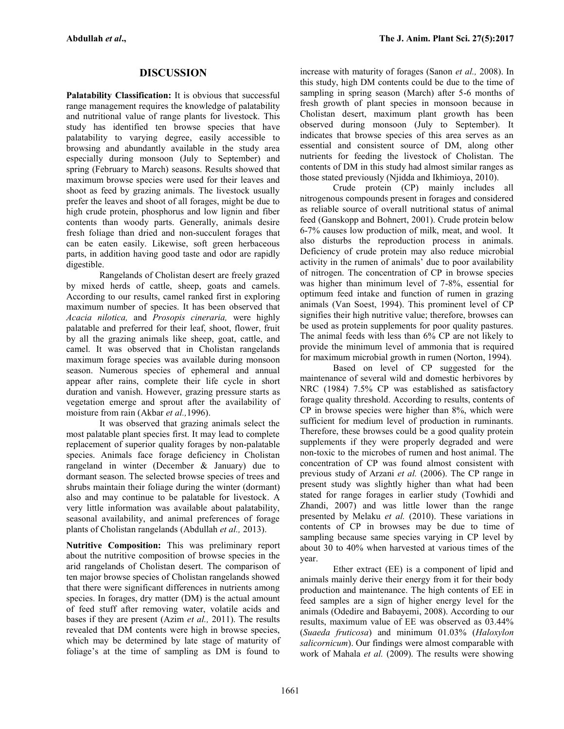## DISCUSSION

**Palatability Classification:** It is obvious that successful range management requires the knowledge of palatability and nutritional value of range plants for livestock. This study has identified ten browse species that have palatability to varying degree, easily accessible to browsing and abundantly available in the study area especially during monsoon (July to September) and spring (February to March) seasons. Results showed that maximum browse species were used for their leaves and shoot as feed by grazing animals. The livestock usually prefer the leaves and shoot of all forages, might be due to high crude protein, phosphorus and low lignin and fiber contents than woody parts. Generally, animals desire fresh foliage than dried and non-succulent forages that can be eaten easily. Likewise, soft green herbaceous parts, in addition having good taste and odor are rapidly digestible.

Rangelands of Cholistan desert are freely grazed by mixed herds of cattle, sheep, goats and camels. According to our results, camel ranked first in exploring maximum number of species. It has been observed that *Acacia nilotica,* and *Prosopis cineraria,* were highly palatable and preferred for their leaf, shoot, flower, fruit by all the grazing animals like sheep, goat, cattle, and camel. It was observed that in Cholistan rangelands maximum forage species was available during monsoon season. Numerous species of ephemeral and annual appear after rains, complete their life cycle in short duration and vanish. However, grazing pressure starts as vegetation emerge and sprout after the availability of moisture from rain (Akbar *et al.,*1996).

It was observed that grazing animals select the most palatable plant species first. It may lead to complete replacement of superior quality forages by non-palatable species. Animals face forage deficiency in Cholistan rangeland in winter (December & January) due to dormant season. The selected browse species of trees and shrubs maintain their foliage during the winter (dormant) also and may continue to be palatable for livestock. A very little information was available about palatability, seasonal availability, and animal preferences of forage plants of Cholistan rangelands (Abdullah *et al.,* 2013).

**Nutritive Composition:** This was preliminary report about the nutritive composition of browse species in the arid rangelands of Cholistan desert. The comparison of ten major browse species of Cholistan rangelands showed that there were significant differences in nutrients among species. In forages, dry matter (DM) is the actual amount of feed stuff after removing water, volatile acids and bases if they are present (Azim *et al.,* 2011). The results revealed that DM contents were high in browse species, which may be determined by late stage of maturity of foliage's at the time of sampling as DM is found to increase with maturity of forages (Sanon *et al.,* 2008). In this study, high DM contents could be due to the time of sampling in spring season (March) after 5-6 months of fresh growth of plant species in monsoon because in Cholistan desert, maximum plant growth has been observed during monsoon (July to September). It indicates that browse species of this area serves as an essential and consistent source of DM, along other nutrients for feeding the livestock of Cholistan. The contents of DM in this study had almost similar ranges as those stated previously (Njidda and Ikhimioya, 2010).

Crude protein (CP) mainly includes all nitrogenous compounds present in forages and considered as reliable source of overall nutritional status of animal feed (Ganskopp and Bohnert, 2001). Crude protein below 6-7% causes low production of milk, meat, and wool. It also disturbs the reproduction process in animals. Deficiency of crude protein may also reduce microbial activity in the rumen of animals' due to poor availability of nitrogen. The concentration of CP in browse species was higher than minimum level of 7-8%, essential for optimum feed intake and function of rumen in grazing animals (Van Soest, 1994). This prominent level of CP signifies their high nutritive value; therefore, browses can be used as protein supplements for poor quality pastures. The animal feeds with less than 6% CP are not likely to provide the minimum level of ammonia that is required for maximum microbial growth in rumen (Norton, 1994).

Based on level of CP suggested for the maintenance of several wild and domestic herbivores by NRC (1984) 7.5% CP was established as satisfactory forage quality threshold. According to results, contents of CP in browse species were higher than 8%, which were sufficient for medium level of production in ruminants. Therefore, these browses could be a good quality protein supplements if they were properly degraded and were non-toxic to the microbes of rumen and host animal. The concentration of CP was found almost consistent with previous study of Arzani *et al.* (2006). The CP range in present study was slightly higher than what had been stated for range forages in earlier study (Towhidi and Zhandi, 2007) and was little lower than the range presented by Melaku *et al.* (2010). These variations in contents of CP in browses may be due to time of sampling because same species varying in CP level by about 30 to 40% when harvested at various times of the year.

Ether extract (EE) is a component of lipid and animals mainly derive their energy from it for their body production and maintenance. The high contents of EE in feed samples are a sign of higher energy level for the animals (Odedire and Babayemi, 2008). According to our results, maximum value of EE was observed as 03.44% (*Suaeda fruticosa*) and minimum 01.03% (*Haloxylon salicornicum*). Our findings were almost comparable with work of Mahala *et al.* (2009). The results were showing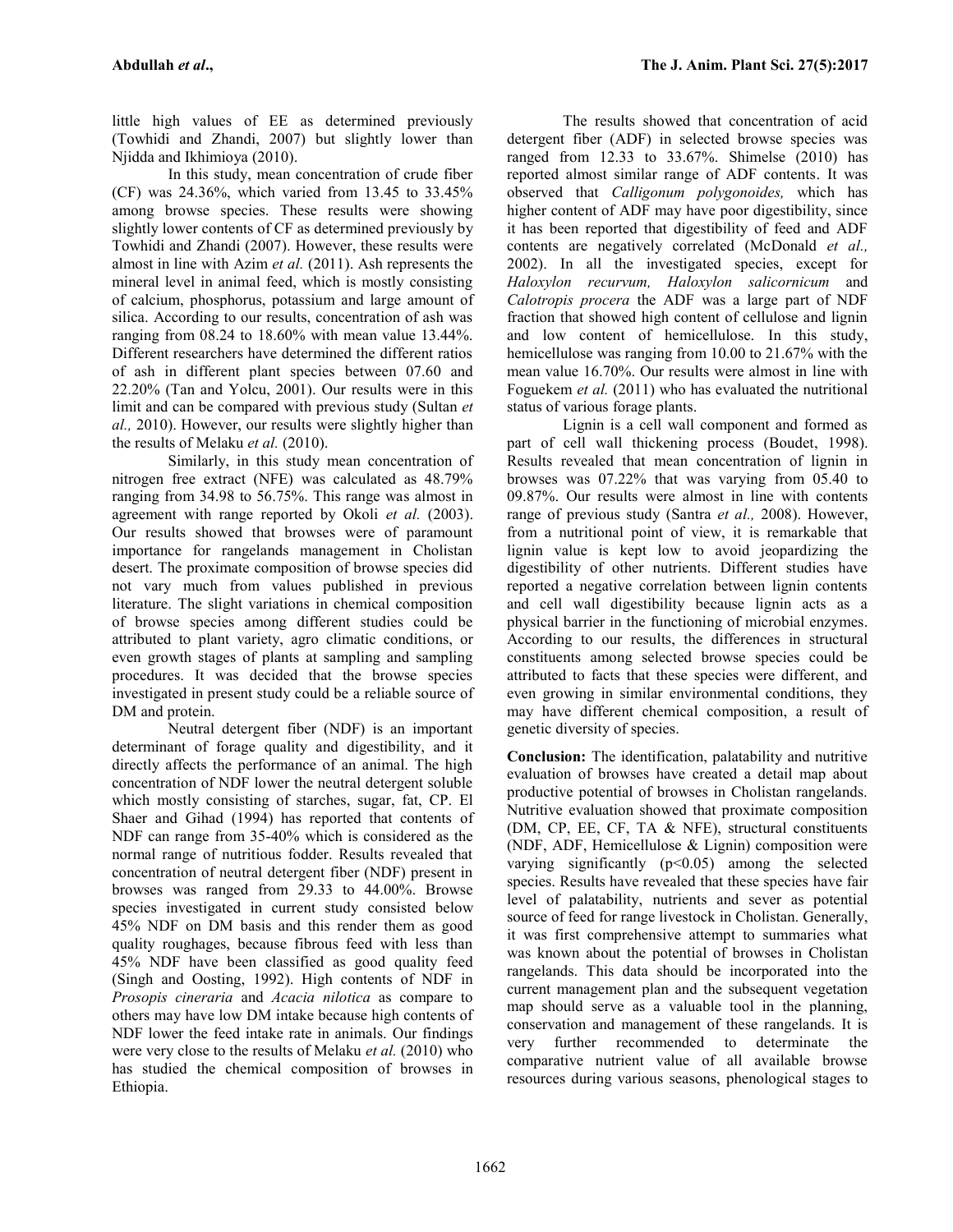little high values of EE as determined previously (Towhidi and Zhandi, 2007) but slightly lower than Njidda and Ikhimioya (2010).

In this study, mean concentration of crude fiber (CF) was 24.36%, which varied from 13.45 to 33.45% among browse species. These results were showing slightly lower contents of CF as determined previously by Towhidi and Zhandi (2007). However, these results were almost in line with Azim *et al.* (2011). Ash represents the mineral level in animal feed, which is mostly consisting of calcium, phosphorus, potassium and large amount of silica. According to our results, concentration of ash was ranging from 08.24 to 18.60% with mean value 13.44%. Different researchers have determined the different ratios of ash in different plant species between 07.60 and 22.20% (Tan and Yolcu, 2001). Our results were in this limit and can be compared with previous study (Sultan *et al.,* 2010). However, our results were slightly higher than the results of Melaku *et al.* (2010).

Similarly, in this study mean concentration of nitrogen free extract (NFE) was calculated as 48.79% ranging from 34.98 to 56.75%. This range was almost in agreement with range reported by Okoli *et al.* (2003). Our results showed that browses were of paramount importance for rangelands management in Cholistan desert. The proximate composition of browse species did not vary much from values published in previous literature. The slight variations in chemical composition of browse species among different studies could be attributed to plant variety, agro climatic conditions, or even growth stages of plants at sampling and sampling procedures. It was decided that the browse species investigated in present study could be a reliable source of DM and protein.

Neutral detergent fiber (NDF) is an important determinant of forage quality and digestibility, and it directly affects the performance of an animal. The high concentration of NDF lower the neutral detergent soluble which mostly consisting of starches, sugar, fat, CP. El Shaer and Gihad (1994) has reported that contents of NDF can range from 35-40% which is considered as the normal range of nutritious fodder. Results revealed that concentration of neutral detergent fiber (NDF) present in browses was ranged from 29.33 to 44.00%. Browse species investigated in current study consisted below 45% NDF on DM basis and this render them as good quality roughages, because fibrous feed with less than 45% NDF have been classified as good quality feed (Singh and Oosting, 1992). High contents of NDF in *Prosopis cineraria* and *Acacia nilotica* as compare to others may have low DM intake because high contents of NDF lower the feed intake rate in animals. Our findings were very close to the results of Melaku *et al.* (2010) who has studied the chemical composition of browses in Ethiopia.

The results showed that concentration of acid detergent fiber (ADF) in selected browse species was ranged from 12.33 to 33.67%. Shimelse (2010) has reported almost similar range of ADF contents. It was observed that *Calligonum polygonoides,* which has higher content of ADF may have poor digestibility, since it has been reported that digestibility of feed and ADF contents are negatively correlated (McDonald *et al.,* 2002). In all the investigated species, except for *Haloxylon recurvum, Haloxylon salicornicum* and *Calotropis procera* the ADF was a large part of NDF fraction that showed high content of cellulose and lignin and low content of hemicellulose. In this study, hemicellulose was ranging from 10.00 to 21.67% with the mean value 16.70%. Our results were almost in line with Foguekem *et al.* (2011) who has evaluated the nutritional status of various forage plants.

Lignin is a cell wall component and formed as part of cell wall thickening process (Boudet, 1998). Results revealed that mean concentration of lignin in browses was 07.22% that was varying from 05.40 to 09.87%. Our results were almost in line with contents range of previous study (Santra *et al.,* 2008). However, from a nutritional point of view, it is remarkable that lignin value is kept low to avoid jeopardizing the digestibility of other nutrients. Different studies have reported a negative correlation between lignin contents and cell wall digestibility because lignin acts as a physical barrier in the functioning of microbial enzymes. According to our results, the differences in structural constituents among selected browse species could be attributed to facts that these species were different, and even growing in similar environmental conditions, they may have different chemical composition, a result of genetic diversity of species.

**Conclusion:** The identification, palatability and nutritive evaluation of browses have created a detail map about productive potential of browses in Cholistan rangelands. Nutritive evaluation showed that proximate composition (DM, CP, EE, CF, TA & NFE), structural constituents (NDF, ADF, Hemicellulose & Lignin) composition were varying significantly ($p<0.05$) among the selected species. Results have revealed that these species have fair level of palatability, nutrients and sever as potential source of feed for range livestock in Cholistan. Generally, it was first comprehensive attempt to summaries what was known about the potential of browses in Cholistan rangelands. This data should be incorporated into the current management plan and the subsequent vegetation map should serve as a valuable tool in the planning, conservation and management of these rangelands. It is very further recommended to determinate the comparative nutrient value of all available browse resources during various seasons, phenological stages to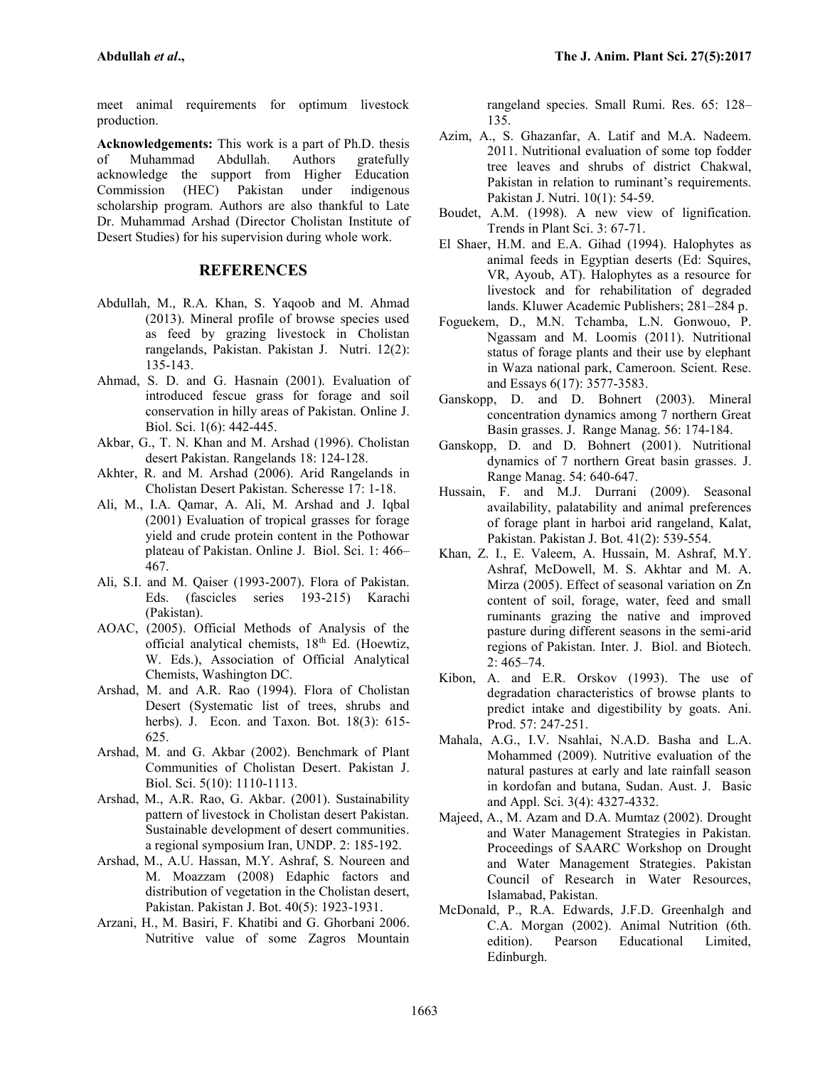meet animal requirements for optimum livestock production.

**Acknowledgements:** This work is a part of Ph.D. thesis of Muhammad Abdullah. Authors gratefully acknowledge the support from Higher Education Commission (HEC) Pakistan under indigenous scholarship program. Authors are also thankful to Late Dr. Muhammad Arshad (Director Cholistan Institute of Desert Studies) for his supervision during whole work.

## REFERENCES

Abdullah, M., R.A. Khan, S. Yaqoob and M. Ahmad (2013). Mineral profile of browse species used as feed by grazing livestock in Cholistan rangelands, Pakistan. Pakistan J. Nutri. 12(2): 135-143.

Ahmad, S. D. and G. Hasnain (2001). Evaluation of introduced fescue grass for forage and soil conservation in hilly areas of Pakistan. Online J. Biol. Sci. 1(6): 442-445.

Akbar, G., T. N. Khan and M. Arshad (1996). Cholistan desert Pakistan. Rangelands 18: 124-128.

Akhter, R. and M. Arshad (2006). Arid Rangelands in Cholistan Desert Pakistan. Scheresse 17: 1-18.

Ali, M., I.A. Qamar, A. Ali, M. Arshad and J. Iqbal (2001) Evaluation of tropical grasses for forage yield and crude protein content in the Pothowar plateau of Pakistan. Online J. Biol. Sci. 1: 466–467.

Ali, S.I. and M. Qaiser (1993-2007). Flora of Pakistan. Eds. (fascicles series 193-215) Karachi (Pakistan).

AOAC, (2005). Official Methods of Analysis of the official analytical chemists, 18th Ed. (Hoewtiz, W. Eds.), Association of Official Analytical Chemists, Washington DC.

Arshad, M. and A.R. Rao (1994). Flora of Cholistan Desert (Systematic list of trees, shrubs and herbs). J. Econ. and Taxon. Bot. 18(3): 615-625.

Arshad, M. and G. Akbar (2002). Benchmark of Plant Communities of Cholistan Desert. Pakistan J. Biol. Sci. 5(10): 1110-1113.

Arshad, M., A.R. Rao, G. Akbar. (2001). Sustainability pattern of livestock in Cholistan desert Pakistan. Sustainable development of desert communities. a regional symposium Iran, UNDP. 2: 185-192.

Arshad, M., A.U. Hassan, M.Y. Ashraf, S. Noureen and M. Moazzam (2008) Edaphic factors and distribution of vegetation in the Cholistan desert, Pakistan. Pakistan J. Bot. 40(5): 1923-1931.

Arzani, H., M. Basiri, F. Khatibi and G. Ghorbani 2006. Nutritive value of some Zagros Mountain rangeland species. Small Rumi. Res. 65: 128–135.

Azim, A., S. Ghazanfar, A. Latif and M.A. Nadeem. 2011. Nutritional evaluation of some top fodder tree leaves and shrubs of district Chakwal, Pakistan in relation to ruminant's requirements. Pakistan J. Nutri. 10(1): 54-59.

Boudet, A.M. (1998). A new view of lignification. Trends in Plant Sci. 3: 67-71.

El Shaer, H.M. and E.A. Gihad (1994). Halophytes as animal feeds in Egyptian deserts (Ed: Squires, VR, Ayoub, AT). Halophytes as a resource for livestock and for rehabilitation of degraded lands. Kluwer Academic Publishers; 281–284 p.

Foguekem, D., M.N. Tchamba, L.N. Gonwouo, P. Ngassam and M. Loomis (2011). Nutritional status of forage plants and their use by elephant in Waza national park, Cameroon. Scient. Rese. and Essays 6(17): 3577-3583.

Ganskopp, D. and D. Bohnert (2003). Mineral concentration dynamics among 7 northern Great Basin grasses. J. Range Manag. 56: 174-184.

Ganskopp, D. and D. Bohnert (2001). Nutritional dynamics of 7 northern Great basin grasses. J. Range Manag. 54: 640-647.

Hussain, F. and M.J. Durrani (2009). Seasonal availability, palatability and animal preferences of forage plant in harboi arid rangeland, Kalat, Pakistan. Pakistan J. Bot. 41(2): 539-554.

Khan, Z. I., E. Valeem, A. Hussain, M. Ashraf, M.Y. Ashraf, McDowell, M. S. Akhtar and M. A. Mirza (2005). Effect of seasonal variation on Zn content of soil, forage, water, feed and small ruminants grazing the native and improved pasture during different seasons in the semi-arid regions of Pakistan. Inter. J. Biol. and Biotech. 2: 465–74.

Kibon, A. and E.R. Orskov (1993). The use of degradation characteristics of browse plants to predict intake and digestibility by goats. Ani. Prod. 57: 247-251.

Mahala, A.G., I.V. Nsahlai, N.A.D. Basha and L.A. Mohammed (2009). Nutritive evaluation of the natural pastures at early and late rainfall season in kordofan and butana, Sudan. Aust. J. Basic and Appl. Sci. 3(4): 4327-4332.

Majeed, A., M. Azam and D.A. Mumtaz (2002). Drought and Water Management Strategies in Pakistan. Proceedings of SAARC Workshop on Drought and Water Management Strategies. Pakistan Council of Research in Water Resources, Islamabad, Pakistan.

McDonald, P., R.A. Edwards, J.F.D. Greenhalgh and C.A. Morgan (2002). Animal Nutrition (6th. edition). Pearson Educational Limited, Edinburgh.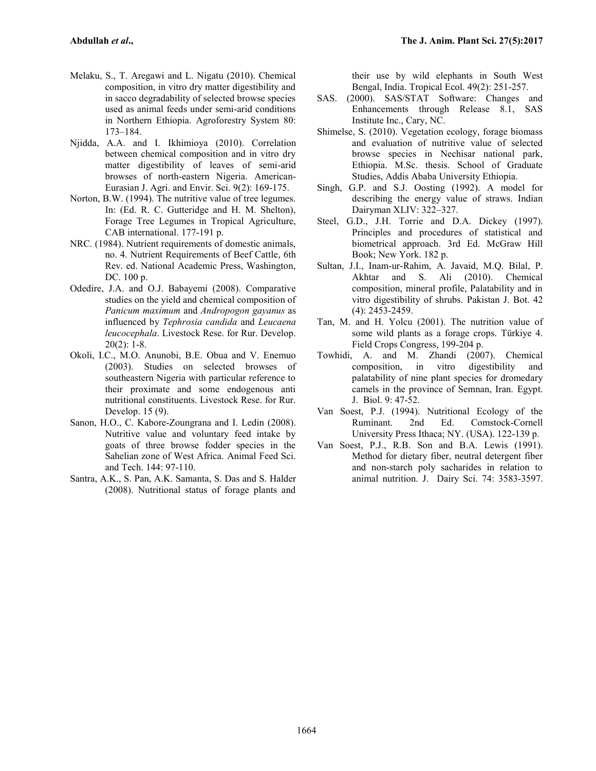Melaku, S., T. Aregawi and L. Nigatu (2010). Chemical composition, in vitro dry matter digestibility and in sacco degradability of selected browse species used as animal feeds under semi-arid conditions in Northern Ethiopia. Agroforestry System 80: 173–184.

Njidda, A.A. and I. Ikhimioya (2010). Correlation between chemical composition and in vitro dry matter digestibility of leaves of semi-arid browses of north-eastern Nigeria. American-Eurasian J. Agri. and Envir. Sci. 9(2): 169-175.

Norton, B.W. (1994). The nutritive value of tree legumes. In: (Ed. R. C. Gutteridge and H. M. Shelton), Forage Tree Legumes in Tropical Agriculture, CAB international. 177-191 p.

NRC. (1984). Nutrient requirements of domestic animals, no. 4. Nutrient Requirements of Beef Cattle, 6th Rev. ed. National Academic Press, Washington, DC. 100 p.

Odedire, J.A. and O.J. Babayemi (2008). Comparative studies on the yield and chemical composition of *Panicum maximum* and *Andropogon gayanus* as influenced by *Tephrosia candida* and *Leucaena leucocephala*. Livestock Rese. for Rur. Develop. 20(2): 1-8.

Okoli, I.C., M.O. Anunobi, B.E. Obua and V. Enemuo (2003). Studies on selected browses of southeastern Nigeria with particular reference to their proximate and some endogenous anti nutritional constituents. Livestock Rese. for Rur. Develop. 15 (9).

Sanon, H.O., C. Kabore-Zoungrana and I. Ledin (2008). Nutritive value and voluntary feed intake by goats of three browse fodder species in the Sahelian zone of West Africa. Animal Feed Sci. and Tech. 144: 97-110.

Santra, A.K., S. Pan, A.K. Samanta, S. Das and S. Halder (2008). Nutritional status of forage plants and their use by wild elephants in South West Bengal, India. Tropical Ecol. 49(2): 251-257.

SAS. (2000). SAS/STAT Software: Changes and Enhancements through Release 8.1, SAS Institute Inc., Cary, NC.

Shimelse, S. (2010). Vegetation ecology, forage biomass and evaluation of nutritive value of selected browse species in Nechisar national park, Ethiopia. M.Sc. thesis. School of Graduate Studies, Addis Ababa University Ethiopia.

Singh, G.P. and S.J. Oosting (1992). A model for describing the energy value of straws. Indian Dairyman XLIV: 322–327.

Steel, G.D., J.H. Torrie and D.A. Dickey (1997). Principles and procedures of statistical and biometrical approach. 3rd Ed. McGraw Hill Book; New York. 182 p.

Sultan, J.I., Inam-ur-Rahim, A. Javaid, M.Q. Bilal, P. Akhtar and S. Ali (2010). Chemical composition, mineral profile, Palatability and in vitro digestibility of shrubs. Pakistan J. Bot. 42 (4): 2453-2459.

Tan, M. and H. Yolcu (2001). The nutrition value of some wild plants as a forage crops. Türkiye 4. Field Crops Congress, 199-204 p.

Towhidi, A. and M. Zhandi (2007). Chemical composition, in vitro digestibility and palatability of nine plant species for dromedary camels in the province of Semnan, Iran. Egypt. J. Biol. 9: 47-52.

Van Soest, P.J. (1994). Nutritional Ecology of the Ruminant. 2nd Ed. Comstock-Cornell University Press Ithaca; NY. (USA). 122-139 p.

Van Soest, P.J., R.B. Son and B.A. Lewis (1991). Method for dietary fiber, neutral detergent fiber and non-starch poly sacharides in relation to animal nutrition. J. Dairy Sci. 74: 3583-3597.